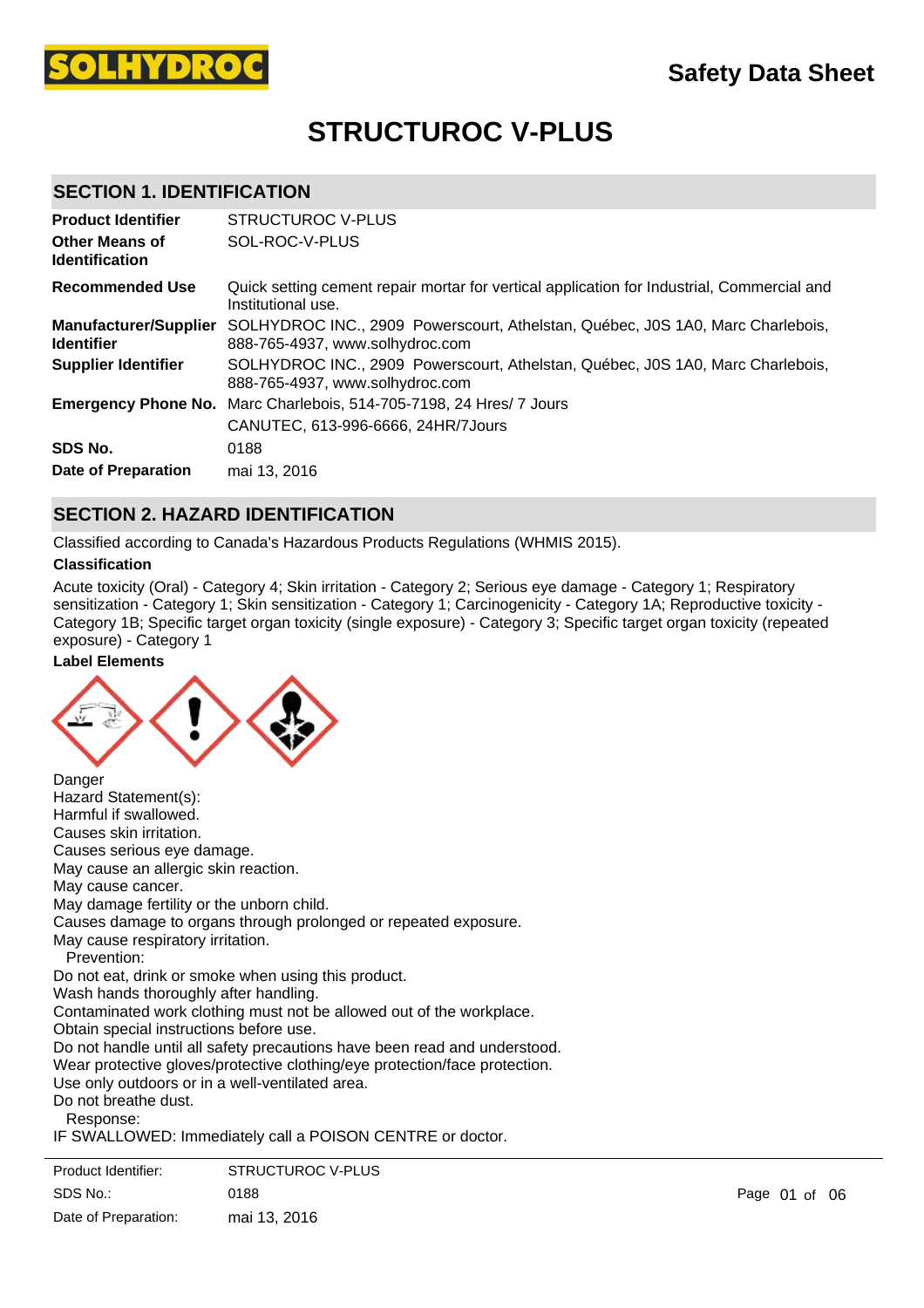# Safety Data Sheet

# STRUCTUROC V-PLUS

## SECTION 1. IDENTIFICATION

| | |
|---|---|
| **Product Identifier** | STRUCTUROC V-PLUS |
| **Other Means of Identification** | SOL-ROC-V-PLUS |
| **Recommended Use** | Quick setting cement repair mortar for vertical application for Industrial, Commercial and Institutional use. |
| **Manufacturer/Supplier Identifier** | SOLHYDROC INC., 2909 Powerscourt, Athelstan, Québec, J0S 1A0, Marc Charlebois, 888-765-4937, www.solhydroc.com |
| **Supplier Identifier** | SOLHYDROC INC., 2909 Powerscourt, Athelstan, Québec, J0S 1A0, Marc Charlebois, 888-765-4937, www.solhydroc.com |
| **Emergency Phone No.** | Marc Charlebois, 514-705-7198, 24 Hres/ 7 Jours<br>CANUTEC, 613-996-6666, 24HR/7Jours |
| **SDS No.** | 0188 |
| **Date of Preparation** | mai 13, 2016 |

## SECTION 2. HAZARD IDENTIFICATION

Classified according to Canada's Hazardous Products Regulations (WHMIS 2015).

### Classification

Acute toxicity (Oral) - Category 4; Skin irritation - Category 2; Serious eye damage - Category 1; Respiratory sensitization - Category 1; Skin sensitization - Category 1; Carcinogenicity - Category 1A; Reproductive toxicity - Category 1B; Specific target organ toxicity (single exposure) - Category 3; Specific target organ toxicity (repeated exposure) - Category 1

### Label Elements

Danger

Hazard Statement(s):

Harmful if swallowed.

Causes skin irritation.

Causes serious eye damage.

May cause an allergic skin reaction.

May cause cancer.

May damage fertility or the unborn child.

Causes damage to organs through prolonged or repeated exposure.

May cause respiratory irritation.

Prevention:

Do not eat, drink or smoke when using this product.

Wash hands thoroughly after handling.

Contaminated work clothing must not be allowed out of the workplace.

Obtain special instructions before use.

Do not handle until all safety precautions have been read and understood.

Wear protective gloves/protective clothing/eye protection/face protection.

Use only outdoors or in a well-ventilated area.

Do not breathe dust.

Response:

IF SWALLOWED: Immediately call a POISON CENTRE or doctor.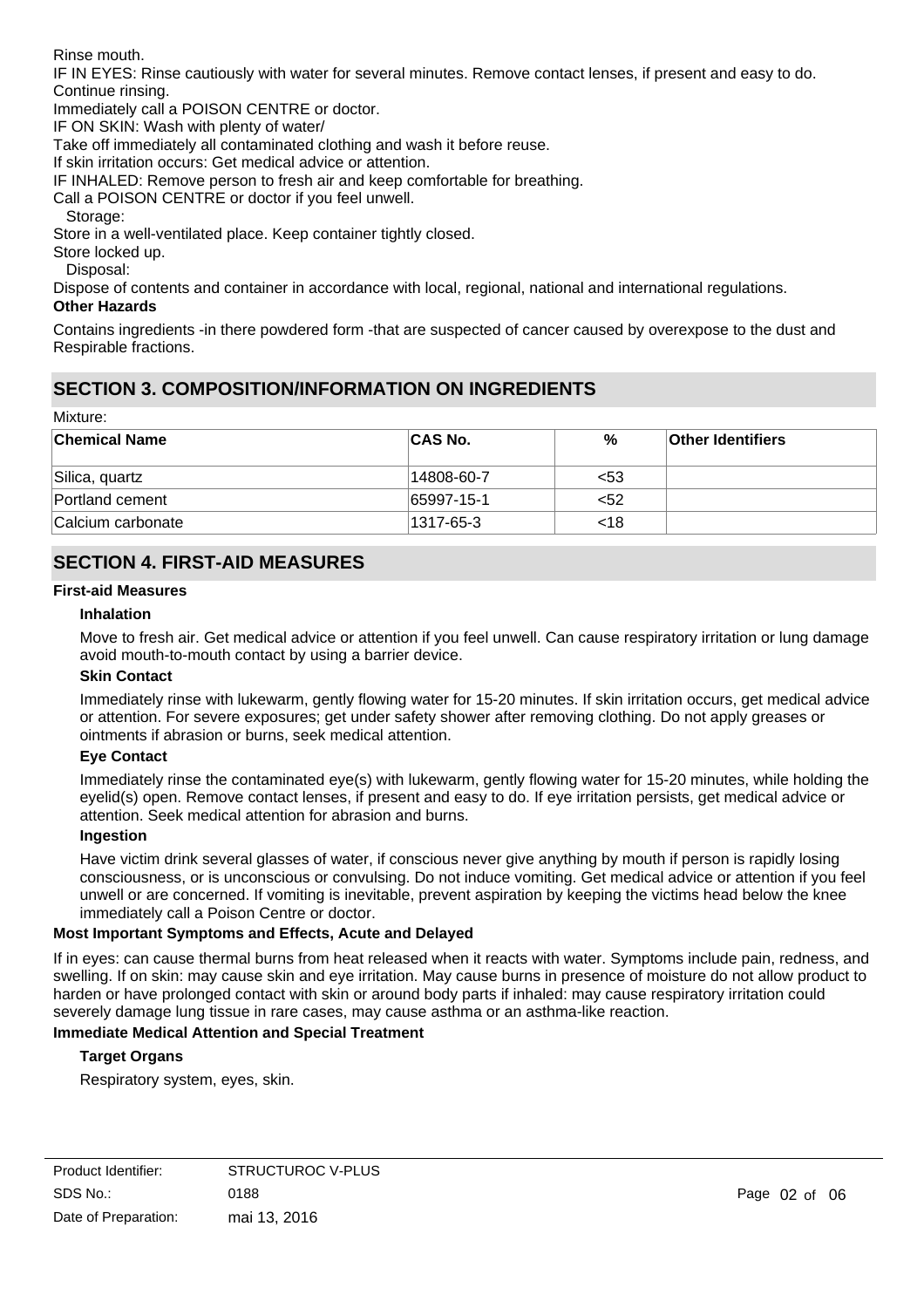Rinse mouth.

IF IN EYES: Rinse cautiously with water for several minutes. Remove contact lenses, if present and easy to do. Continue rinsing.

Immediately call a POISON CENTRE or doctor.

IF ON SKIN: Wash with plenty of water/

Take off immediately all contaminated clothing and wash it before reuse.

If skin irritation occurs: Get medical advice or attention.

IF INHALED: Remove person to fresh air and keep comfortable for breathing.

Call a POISON CENTRE or doctor if you feel unwell.

Storage:

Store in a well-ventilated place. Keep container tightly closed.

Store locked up.

Disposal:

Dispose of contents and container in accordance with local, regional, national and international regulations.

**Other Hazards**

Contains ingredients -in there powdered form -that are suspected of cancer caused by overexpose to the dust and Respirable fractions.

## SECTION 3. COMPOSITION/INFORMATION ON INGREDIENTS

Mixture:

| Chemical Name | CAS No. | % | Other Identifiers |
|---|---|---|---|
| Silica, quartz | 14808-60-7 | <53 | |
| Portland cement | 65997-15-1 | <52 | |
| Calcium carbonate | 1317-65-3 | <18 | |

## SECTION 4. FIRST-AID MEASURES

**First-aid Measures**

**Inhalation**

Move to fresh air. Get medical advice or attention if you feel unwell. Can cause respiratory irritation or lung damage avoid mouth-to-mouth contact by using a barrier device.

**Skin Contact**

Immediately rinse with lukewarm, gently flowing water for 15-20 minutes. If skin irritation occurs, get medical advice or attention. For severe exposures; get under safety shower after removing clothing. Do not apply greases or ointments if abrasion or burns, seek medical attention.

**Eye Contact**

Immediately rinse the contaminated eye(s) with lukewarm, gently flowing water for 15-20 minutes, while holding the eyelid(s) open. Remove contact lenses, if present and easy to do. If eye irritation persists, get medical advice or attention. Seek medical attention for abrasion and burns.

**Ingestion**

Have victim drink several glasses of water, if conscious never give anything by mouth if person is rapidly losing consciousness, or is unconscious or convulsing. Do not induce vomiting. Get medical advice or attention if you feel unwell or are concerned. If vomiting is inevitable, prevent aspiration by keeping the victims head below the knee immediately call a Poison Centre or doctor.

**Most Important Symptoms and Effects, Acute and Delayed**

If in eyes: can cause thermal burns from heat released when it reacts with water. Symptoms include pain, redness, and swelling. If on skin: may cause skin and eye irritation. May cause burns in presence of moisture do not allow product to harden or have prolonged contact with skin or around body parts if inhaled: may cause respiratory irritation could severely damage lung tissue in rare cases, may cause asthma or an asthma-like reaction.

**Immediate Medical Attention and Special Treatment**

**Target Organs**

Respiratory system, eyes, skin.

| | |
|---|---|
| Product Identifier: | STRUCTUROC V-PLUS |
| SDS No.: | 0188 |
| Date of Preparation: | mai 13, 2016 |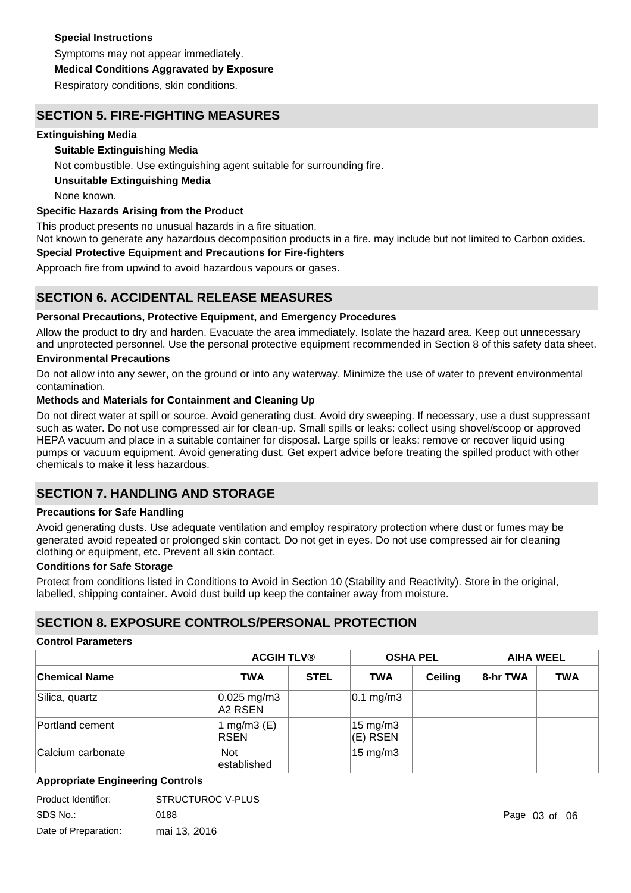**Special Instructions**

Symptoms may not appear immediately.

**Medical Conditions Aggravated by Exposure**

Respiratory conditions, skin conditions.

## SECTION 5. FIRE-FIGHTING MEASURES

**Extinguishing Media**

**Suitable Extinguishing Media**

Not combustible. Use extinguishing agent suitable for surrounding fire.

**Unsuitable Extinguishing Media**

None known.

**Specific Hazards Arising from the Product**

This product presents no unusual hazards in a fire situation.
Not known to generate any hazardous decomposition products in a fire. may include but not limited to Carbon oxides.

**Special Protective Equipment and Precautions for Fire-fighters**

Approach fire from upwind to avoid hazardous vapours or gases.

## SECTION 6. ACCIDENTAL RELEASE MEASURES

**Personal Precautions, Protective Equipment, and Emergency Procedures**

Allow the product to dry and harden. Evacuate the area immediately. Isolate the hazard area. Keep out unnecessary and unprotected personnel. Use the personal protective equipment recommended in Section 8 of this safety data sheet.

**Environmental Precautions**

Do not allow into any sewer, on the ground or into any waterway. Minimize the use of water to prevent environmental contamination.

**Methods and Materials for Containment and Cleaning Up**

Do not direct water at spill or source. Avoid generating dust. Avoid dry sweeping. If necessary, use a dust suppressant such as water. Do not use compressed air for clean-up. Small spills or leaks: collect using shovel/scoop or approved HEPA vacuum and place in a suitable container for disposal. Large spills or leaks: remove or recover liquid using pumps or vacuum equipment. Avoid generating dust. Get expert advice before treating the spilled product with other chemicals to make it less hazardous.

## SECTION 7. HANDLING AND STORAGE

**Precautions for Safe Handling**

Avoid generating dusts. Use adequate ventilation and employ respiratory protection where dust or fumes may be generated avoid repeated or prolonged skin contact. Do not get in eyes. Do not use compressed air for cleaning clothing or equipment, etc. Prevent all skin contact.

**Conditions for Safe Storage**

Protect from conditions listed in Conditions to Avoid in Section 10 (Stability and Reactivity). Store in the original, labelled, shipping container. Avoid dust build up keep the container away from moisture.

## SECTION 8. EXPOSURE CONTROLS/PERSONAL PROTECTION

**Control Parameters**

| | ACGIH TLV® | | OSHA PEL | | AIHA WEEL | |
|---|---|---|---|---|---|---|
| **Chemical Name** | **TWA** | **STEL** | **TWA** | **Ceiling** | **8-hr TWA** | **TWA** |
| Silica, quartz | 0.025 mg/m3 A2 RSEN | | 0.1 mg/m3 | | | |
| Portland cement | 1 mg/m3 (E) RSEN | | 15 mg/m3 (E) RSEN | | | |
| Calcium carbonate | Not established | | 15 mg/m3 | | | |

**Appropriate Engineering Controls**

Product Identifier: STRUCTUROC V-PLUS
SDS No.: 0188
Date of Preparation: mai 13, 2016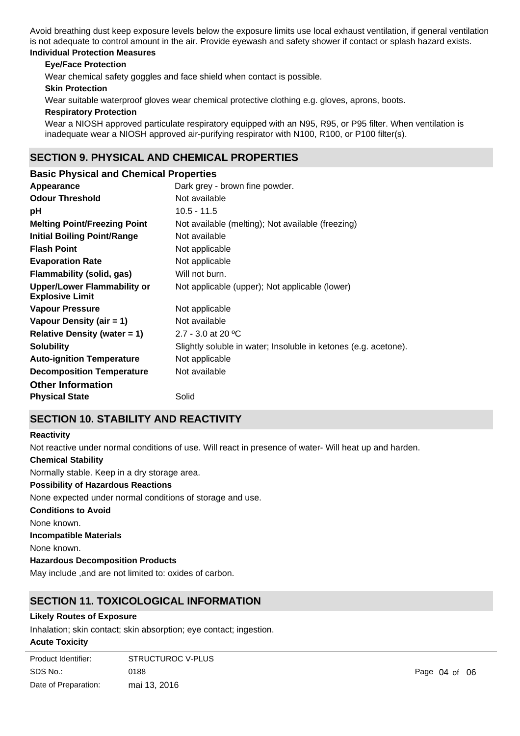Avoid breathing dust keep exposure levels below the exposure limits use local exhaust ventilation, if general ventilation is not adequate to control amount in the air. Provide eyewash and safety shower if contact or splash hazard exists.

**Individual Protection Measures**

**Eye/Face Protection**

Wear chemical safety goggles and face shield when contact is possible.

**Skin Protection**

Wear suitable waterproof gloves wear chemical protective clothing e.g. gloves, aprons, boots.

**Respiratory Protection**

Wear a NIOSH approved particulate respiratory equipped with an N95, R95, or P95 filter. When ventilation is inadequate wear a NIOSH approved air-purifying respirator with N100, R100, or P100 filter(s).

## SECTION 9. PHYSICAL AND CHEMICAL PROPERTIES

### Basic Physical and Chemical Properties

| | |
|---|---|
| **Appearance** | Dark grey - brown fine powder. |
| **Odour Threshold** | Not available |
| **pH** | 10.5 - 11.5 |
| **Melting Point/Freezing Point** | Not available (melting); Not available (freezing) |
| **Initial Boiling Point/Range** | Not available |
| **Flash Point** | Not applicable |
| **Evaporation Rate** | Not applicable |
| **Flammability (solid, gas)** | Will not burn. |
| **Upper/Lower Flammability or Explosive Limit** | Not applicable (upper); Not applicable (lower) |
| **Vapour Pressure** | Not applicable |
| **Vapour Density (air = 1)** | Not available |
| **Relative Density (water = 1)** | 2.7 - 3.0 at 20 ºC |
| **Solubility** | Slightly soluble in water; Insoluble in ketones (e.g. acetone). |
| **Auto-ignition Temperature** | Not applicable |
| **Decomposition Temperature** | Not available |

### Other Information

| | |
|---|---|
| **Physical State** | Solid |

## SECTION 10. STABILITY AND REACTIVITY

**Reactivity**

Not reactive under normal conditions of use. Will react in presence of water- Will heat up and harden.

**Chemical Stability**

Normally stable. Keep in a dry storage area.

**Possibility of Hazardous Reactions**

None expected under normal conditions of storage and use.

**Conditions to Avoid**

None known.

**Incompatible Materials**

None known.

**Hazardous Decomposition Products**

May include ,and are not limited to: oxides of carbon.

## SECTION 11. TOXICOLOGICAL INFORMATION

**Likely Routes of Exposure**

Inhalation; skin contact; skin absorption; eye contact; ingestion.

**Acute Toxicity**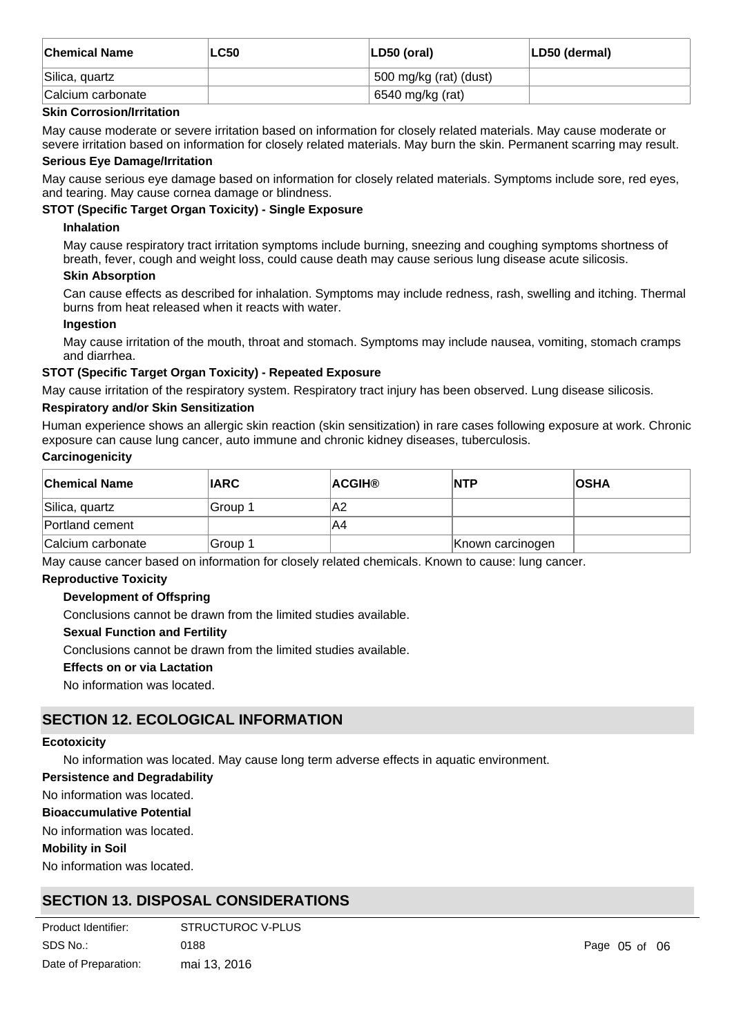| Chemical Name | LC50 | LD50 (oral) | LD50 (dermal) |
| --- | --- | --- | --- |
| Silica, quartz | | 500 mg/kg (rat) (dust) | |
| Calcium carbonate | | 6540 mg/kg (rat) | |

**Skin Corrosion/Irritation**

May cause moderate or severe irritation based on information for closely related materials. May cause moderate or severe irritation based on information for closely related materials. May burn the skin. Permanent scarring may result.

**Serious Eye Damage/Irritation**

May cause serious eye damage based on information for closely related materials. Symptoms include sore, red eyes, and tearing. May cause cornea damage or blindness.

**STOT (Specific Target Organ Toxicity) - Single Exposure**

**Inhalation**

May cause respiratory tract irritation symptoms include burning, sneezing and coughing symptoms shortness of breath, fever, cough and weight loss, could cause death may cause serious lung disease acute silicosis.

**Skin Absorption**

Can cause effects as described for inhalation. Symptoms may include redness, rash, swelling and itching. Thermal burns from heat released when it reacts with water.

**Ingestion**

May cause irritation of the mouth, throat and stomach. Symptoms may include nausea, vomiting, stomach cramps and diarrhea.

**STOT (Specific Target Organ Toxicity) - Repeated Exposure**

May cause irritation of the respiratory system. Respiratory tract injury has been observed. Lung disease silicosis.

**Respiratory and/or Skin Sensitization**

Human experience shows an allergic skin reaction (skin sensitization) in rare cases following exposure at work. Chronic exposure can cause lung cancer, auto immune and chronic kidney diseases, tuberculosis.

**Carcinogenicity**

| Chemical Name | IARC | ACGIH® | NTP | OSHA |
| --- | --- | --- | --- | --- |
| Silica, quartz | Group 1 | A2 | | |
| Portland cement | | A4 | | |
| Calcium carbonate | Group 1 | | Known carcinogen | |

May cause cancer based on information for closely related chemicals. Known to cause: lung cancer.

**Reproductive Toxicity**

**Development of Offspring**

Conclusions cannot be drawn from the limited studies available.

**Sexual Function and Fertility**

Conclusions cannot be drawn from the limited studies available.

**Effects on or via Lactation**

No information was located.

## SECTION 12. ECOLOGICAL INFORMATION

**Ecotoxicity**

No information was located. May cause long term adverse effects in aquatic environment.

**Persistence and Degradability**

No information was located.

**Bioaccumulative Potential**

No information was located.

**Mobility in Soil**

No information was located.

## SECTION 13. DISPOSAL CONSIDERATIONS

Product Identifier: STRUCTUROC V-PLUS
SDS No.: 0188
Date of Preparation: mai 13, 2016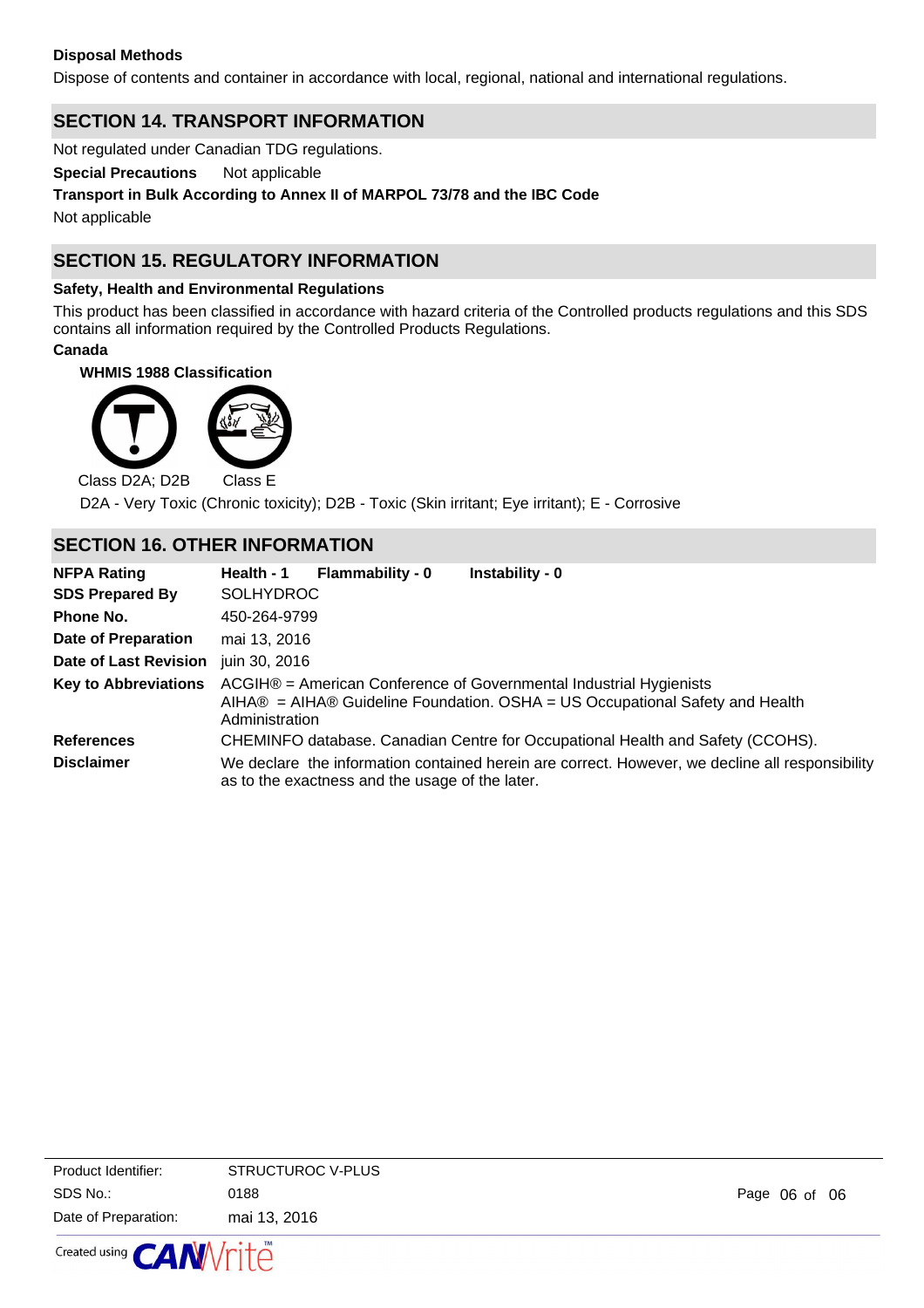**Disposal Methods**

Dispose of contents and container in accordance with local, regional, national and international regulations.

## SECTION 14. TRANSPORT INFORMATION

Not regulated under Canadian TDG regulations.

**Special Precautions** Not applicable

**Transport in Bulk According to Annex II of MARPOL 73/78 and the IBC Code**

Not applicable

## SECTION 15. REGULATORY INFORMATION

**Safety, Health and Environmental Regulations**

This product has been classified in accordance with hazard criteria of the Controlled products regulations and this SDS contains all information required by the Controlled Products Regulations.

**Canada**

**WHMIS 1988 Classification**

Class D2A; D2B Class E

D2A - Very Toxic (Chronic toxicity); D2B - Toxic (Skin irritant; Eye irritant); E - Corrosive

## SECTION 16. OTHER INFORMATION

| | |
|---|---|
| **NFPA Rating** | **Health - 1** **Flammability - 0** **Instability - 0** |
| **SDS Prepared By** | SOLHYDROC |
| **Phone No.** | 450-264-9799 |
| **Date of Preparation** | mai 13, 2016 |
| **Date of Last Revision** | juin 30, 2016 |
| **Key to Abbreviations** | ACGIH® = American Conference of Governmental Industrial Hygienists AIHA® = AIHA® Guideline Foundation. OSHA = US Occupational Safety and Health Administration |
| **References** | CHEMINFO database. Canadian Centre for Occupational Health and Safety (CCOHS). |
| **Disclaimer** | We declare the information contained herein are correct. However, we decline all responsibility as to the exactness and the usage of the later. |

Product Identifier: STRUCTUROC V-PLUS
SDS No.: 0188
Date of Preparation: mai 13, 2016